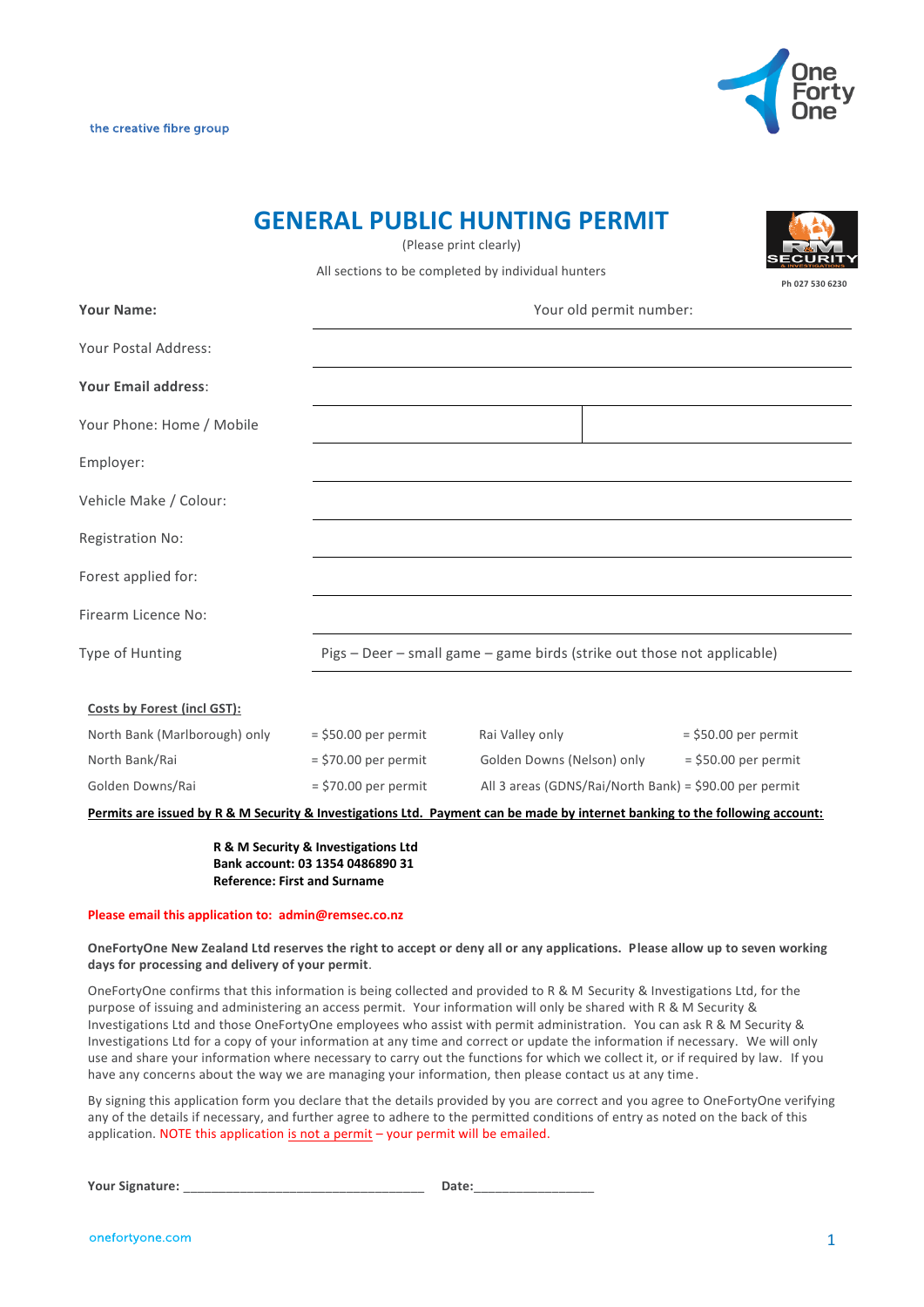the creative fibre group

One Forty One

# GENERAL PUBLIC HUNTING PERMIT

(Please print clearly)

All sections to be completed by individual hunters

Ph 027 530 6230

| | |
|---|---|
| **Your Name:** | Your old permit number: |
| Your Postal Address: | |
| **Your Email address**: | |
| Your Phone: Home / Mobile | |
| Employer: | |
| Vehicle Make / Colour: | |
| Registration No: | |
| Forest applied for: | |
| Firearm Licence No: | |
| Type of Hunting | Pigs – Deer – small game – game birds (strike out those not applicable) |

**Costs by Forest (incl GST):**

| | | | |
|---|---|---|---|
| North Bank (Marlborough) only | = $50.00 per permit | Rai Valley only | = $50.00 per permit |
| North Bank/Rai | = $70.00 per permit | Golden Downs (Nelson) only | = $50.00 per permit |
| Golden Downs/Rai | = $70.00 per permit | All 3 areas (GDNS/Rai/North Bank) | = $90.00 per permit |

**Permits are issued by R & M Security & Investigations Ltd. Payment can be made by internet banking to the following account:**

**R & M Security & Investigations Ltd**
**Bank account: 03 1354 0486890 31**
**Reference: First and Surname**

**Please email this application to: admin@remsec.co.nz**

**OneFortyOne New Zealand Ltd reserves the right to accept or deny all or any applications. Please allow up to seven working days for processing and delivery of your permit**.

OneFortyOne confirms that this information is being collected and provided to R & M Security & Investigations Ltd, for the purpose of issuing and administering an access permit. Your information will only be shared with R & M Security & Investigations Ltd and those OneFortyOne employees who assist with permit administration. You can ask R & M Security & Investigations Ltd for a copy of your information at any time and correct or update the information if necessary. We will only use and share your information where necessary to carry out the functions for which we collect it, or if required by law. If you have any concerns about the way we are managing your information, then please contact us at any time.

By signing this application form you declare that the details provided by you are correct and you agree to OneFortyOne verifying any of the details if necessary, and further agree to adhere to the permitted conditions of entry as noted on the back of this application. NOTE this application is not a permit – your permit will be emailed.

**Your Signature:** ___________________________________ **Date:**_________________

onefortyone.com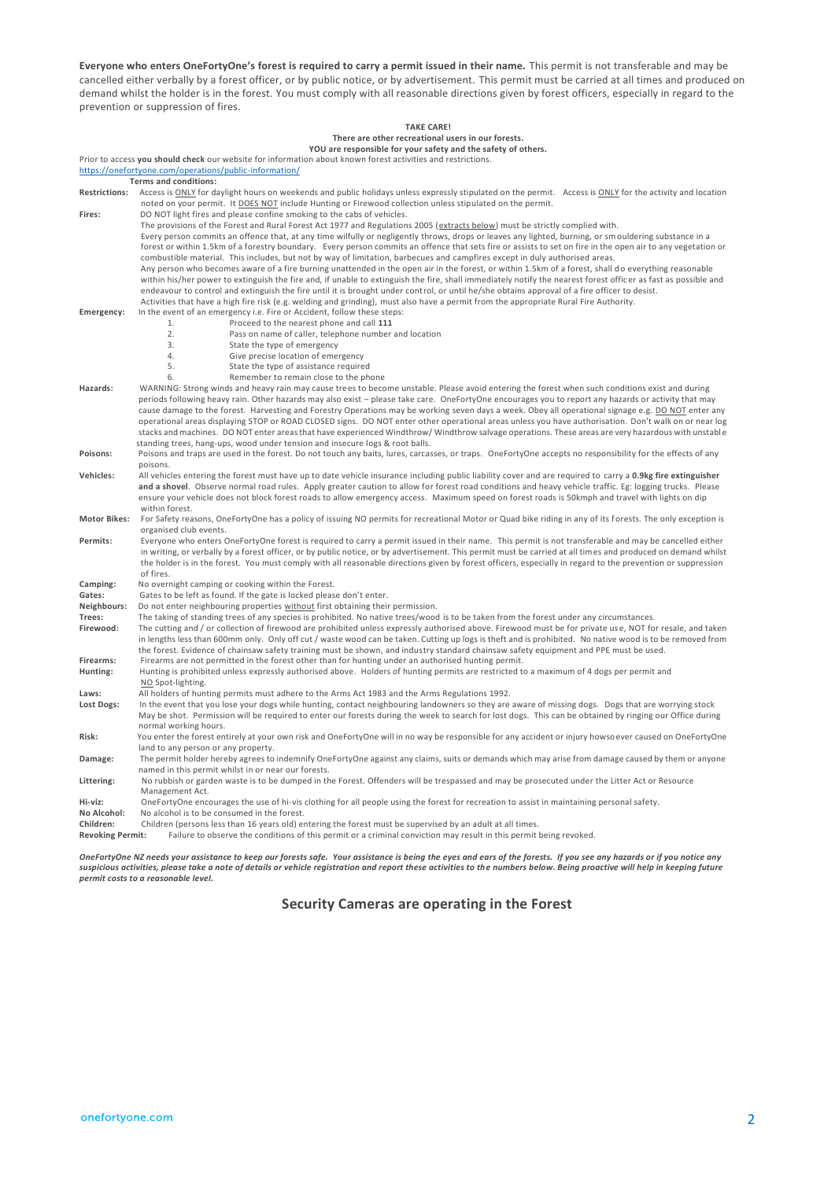**Everyone who enters OneFortyOne's forest is required to carry a permit issued in their name.** This permit is not transferable and may be cancelled either verbally by a forest officer, or by public notice, or by advertisement. This permit must be carried at all times and produced on demand whilst the holder is in the forest. You must comply with all reasonable directions given by forest officers, especially in regard to the prevention or suppression of fires.

**TAKE CARE!**
**There are other recreational users in our forests.**
**YOU are responsible for your safety and the safety of others.**

Prior to access **you should check** our website for information about known forest activities and restrictions.
https://onefortyone.com/operations/public-information/

**Terms and conditions:**

**Restrictions:** Access is ONLY for daylight hours on weekends and public holidays unless expressly stipulated on the permit. Access is ONLY for the activity and location noted on your permit. It DOES NOT include Hunting or Firewood collection unless stipulated on the permit.

**Fires:** DO NOT light fires and please confine smoking to the cabs of vehicles.
The provisions of the Forest and Rural Forest Act 1977 and Regulations 2005 (extracts below) must be strictly complied with.
Every person commits an offence that, at any time wilfully or negligently throws, drops or leaves any lighted, burning, or smouldering substance in a forest or within 1.5km of a forestry boundary. Every person commits an offence that sets fire or assists to set on fire in the open air to any vegetation or combustible material. This includes, but not by way of limitation, barbecues and campfires except in duly authorised areas.
Any person who becomes aware of a fire burning unattended in the open air in the forest, or within 1.5km of a forest, shall do everything reasonable within his/her power to extinguish the fire and, if unable to extinguish the fire, shall immediately notify the nearest forest officer as fast as possible and endeavour to control and extinguish the fire until it is brought under control, or until he/she obtains approval of a fire officer to desist.
Activities that have a high fire risk (e.g. welding and grinding), must also have a permit from the appropriate Rural Fire Authority.

**Emergency:** In the event of an emergency i.e. Fire or Accident, follow these steps:

1. Proceed to the nearest phone and call **111**
2. Pass on name of caller, telephone number and location
3. State the type of emergency
4. Give precise location of emergency
5. State the type of assistance required
6. Remember to remain close to the phone

**Hazards:** WARNING: Strong winds and heavy rain may cause trees to become unstable. Please avoid entering the forest when such conditions exist and during periods following heavy rain. Other hazards may also exist – please take care. OneFortyOne encourages you to report any hazards or activity that may cause damage to the forest. Harvesting and Forestry Operations may be working seven days a week. Obey all operational signage e.g. DO NOT enter any operational areas displaying STOP or ROAD CLOSED signs. DO NOT enter other operational areas unless you have authorisation. Don't walk on or near log stacks and machines. DO NOT enter areas that have experienced Windthrow/ Windthrow salvage operations. These areas are very hazardous with unstable standing trees, hang-ups, wood under tension and insecure logs & root balls.

**Poisons:** Poisons and traps are used in the forest. Do not touch any baits, lures, carcasses, or traps. OneFortyOne accepts no responsibility for the effects of any poisons.

**Vehicles:** All vehicles entering the forest must have up to date vehicle insurance including public liability cover and are required to carry a **0.9kg fire extinguisher and a shovel**. Observe normal road rules. Apply greater caution to allow for forest road conditions and heavy vehicle traffic. Eg: logging trucks. Please ensure your vehicle does not block forest roads to allow emergency access. Maximum speed on forest roads is 50kmph and travel with lights on dip within forest.

**Motor Bikes:** For Safety reasons, OneFortyOne has a policy of issuing NO permits for recreational Motor or Quad bike riding in any of its forests. The only exception is organised club events.

**Permits:** Everyone who enters OneFortyOne forest is required to carry a permit issued in their name. This permit is not transferable and may be cancelled either in writing, or verbally by a forest officer, or by public notice, or by advertisement. This permit must be carried at all times and produced on demand whilst the holder is in the forest. You must comply with all reasonable directions given by forest officers, especially in regard to the prevention or suppression of fires.

**Camping:** No overnight camping or cooking within the Forest.

**Gates:** Gates to be left as found. If the gate is locked please don't enter.

**Neighbours:** Do not enter neighbouring properties without first obtaining their permission.

**Trees:** The taking of standing trees of any species is prohibited. No native trees/wood is to be taken from the forest under any circumstances.

**Firewood:** The cutting and / or collection of firewood are prohibited unless expressly authorised above. Firewood must be for private use, NOT for resale, and taken in lengths less than 600mm only. Only off cut / waste wood can be taken. Cutting up logs is theft and is prohibited. No native wood is to be removed from the forest. Evidence of chainsaw safety training must be shown, and industry standard chainsaw safety equipment and PPE must be used.

**Firearms:** Firearms are not permitted in the forest other than for hunting under an authorised hunting permit.

**Hunting:** Hunting is prohibited unless expressly authorised above. Holders of hunting permits are restricted to a maximum of 4 dogs per permit and NO Spot-lighting.

**Laws:** All holders of hunting permits must adhere to the Arms Act 1983 and the Arms Regulations 1992.

**Lost Dogs:** In the event that you lose your dogs while hunting, contact neighbouring landowners so they are aware of missing dogs. Dogs that are worrying stock May be shot. Permission will be required to enter our forests during the week to search for lost dogs. This can be obtained by ringing our Office during normal working hours.

**Risk:** You enter the forest entirely at your own risk and OneFortyOne will in no way be responsible for any accident or injury howsoever caused on OneFortyOne land to any person or any property.

**Damage:** The permit holder hereby agrees to indemnify OneFortyOne against any claims, suits or demands which may arise from damage caused by them or anyone named in this permit whilst in or near our forests.

**Littering:** No rubbish or garden waste is to be dumped in the Forest. Offenders will be trespassed and may be prosecuted under the Litter Act or Resource Management Act.

**Hi-viz:** OneFortyOne encourages the use of hi-vis clothing for all people using the forest for recreation to assist in maintaining personal safety.

**No Alcohol:** No alcohol is to be consumed in the forest.

**Children:** Children (persons less than 16 years old) entering the forest must be supervised by an adult at all times.

**Revoking Permit:** Failure to observe the conditions of this permit or a criminal conviction may result in this permit being revoked.

***OneFortyOne NZ needs your assistance to keep our forests safe. Your assistance is being the eyes and ears of the forests. If you see any hazards or if you notice any suspicious activities, please take a note of details or vehicle registration and report these activities to the numbers below. Being proactive will help in keeping future permit costs to a reasonable level.***

## Security Cameras are operating in the Forest